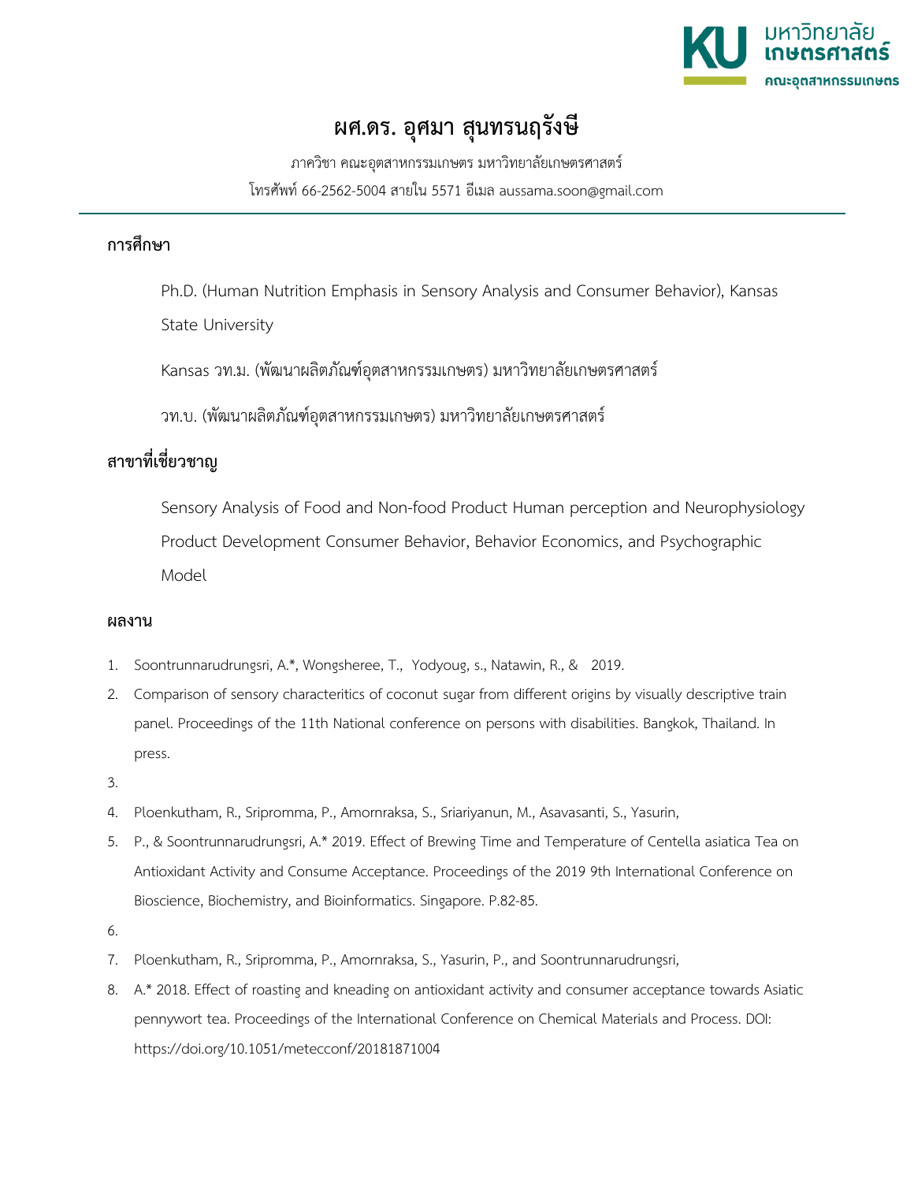# ผศ.ดร. อุศมา สุนทรนฤรังษี

ภาควิชา คณะอุตสาหกรรมเกษตร มหาวิทยาลัยเกษตรศาสตร์

โทรศัพท์ 66-2562-5004 สายใน 5571 อีเมล aussama.soon@gmail.com

---

**การศึกษา**

Ph.D. (Human Nutrition Emphasis in Sensory Analysis and Consumer Behavior), Kansas State University

Kansas วท.ม. (พัฒนาผลิตภัณฑ์อุตสาหกรรมเกษตร) มหาวิทยาลัยเกษตรศาสตร์

วท.บ. (พัฒนาผลิตภัณฑ์อุตสาหกรรมเกษตร) มหาวิทยาลัยเกษตรศาสตร์

**สาขาที่เชี่ยวชาญ**

Sensory Analysis of Food and Non-food Product Human perception and Neurophysiology Product Development Consumer Behavior, Behavior Economics, and Psychographic Model

**ผลงาน**

1. Soontrunnarudrungsri, A.*, Wongsheree, T., Yodyoug, s., Natawin, R., & 2019.
2. Comparison of sensory characteritics of coconut sugar from different origins by visually descriptive train panel. Proceedings of the 11th National conference on persons with disabilities. Bangkok, Thailand. In press.
3. 
4. Ploenkutham, R., Sripromma, P., Amornraksa, S., Sriariyanun, M., Asavasanti, S., Yasurin,
5. P., & Soontrunnarudrungsri, A.* 2019. Effect of Brewing Time and Temperature of Centella asiatica Tea on Antioxidant Activity and Consume Acceptance. Proceedings of the 2019 9th International Conference on Bioscience, Biochemistry, and Bioinformatics. Singapore. P.82-85.
6. 
7. Ploenkutham, R., Sripromma, P., Amornraksa, S., Yasurin, P., and Soontrunnarudrungsri,
8. A.* 2018. Effect of roasting and kneading on antioxidant activity and consumer acceptance towards Asiatic pennywort tea. Proceedings of the International Conference on Chemical Materials and Process. DOI: https://doi.org/10.1051/metecconf/20181871004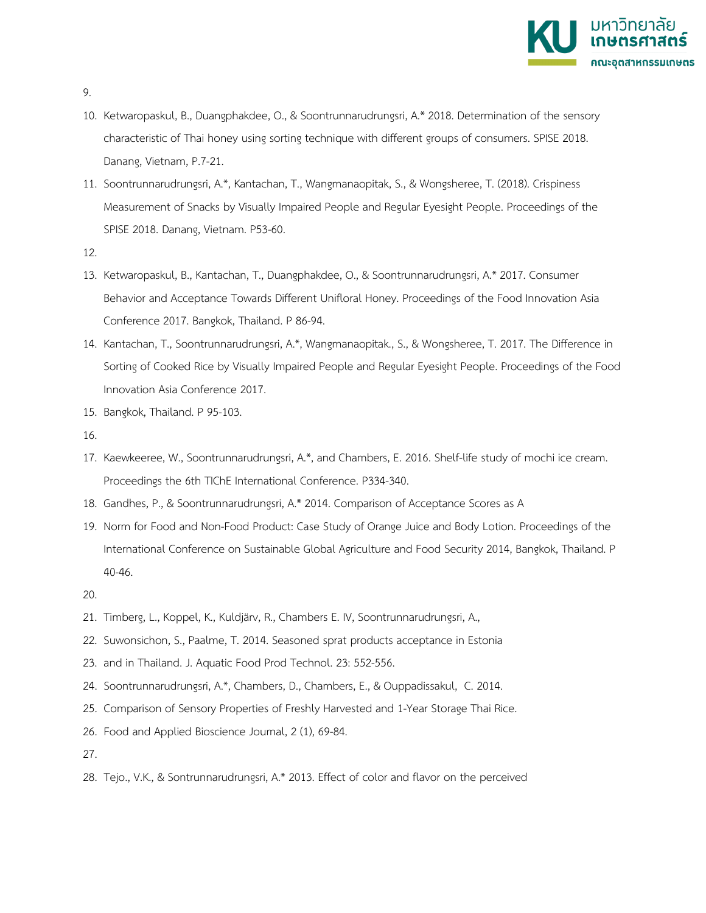9.

10. Ketwaropaskul, B., Duangphakdee, O., & Soontrunnarudrungsri, A.* 2018. Determination of the sensory characteristic of Thai honey using sorting technique with different groups of consumers. SPISE 2018. Danang, Vietnam, P.7-21.
11. Soontrunnarudrungsri, A.*, Kantachan, T., Wangmanaopitak, S., & Wongsheree, T. (2018). Crispiness Measurement of Snacks by Visually Impaired People and Regular Eyesight People. Proceedings of the SPISE 2018. Danang, Vietnam. P53-60.

12.

13. Ketwaropaskul, B., Kantachan, T., Duangphakdee, O., & Soontrunnarudrungsri, A.* 2017. Consumer Behavior and Acceptance Towards Different Unifloral Honey. Proceedings of the Food Innovation Asia Conference 2017. Bangkok, Thailand. P 86-94.
14. Kantachan, T., Soontrunnarudrungsri, A.*, Wangmanaopitak., S., & Wongsheree, T. 2017. The Difference in Sorting of Cooked Rice by Visually Impaired People and Regular Eyesight People. Proceedings of the Food Innovation Asia Conference 2017.
15. Bangkok, Thailand. P 95-103.

16.

17. Kaewkeeree, W., Soontrunnarudrungsri, A.*, and Chambers, E. 2016. Shelf-life study of mochi ice cream. Proceedings the 6th TIChE International Conference. P334-340.
18. Gandhes, P., & Soontrunnarudrungsri, A.* 2014. Comparison of Acceptance Scores as A
19. Norm for Food and Non-Food Product: Case Study of Orange Juice and Body Lotion. Proceedings of the International Conference on Sustainable Global Agriculture and Food Security 2014, Bangkok, Thailand. P 40-46.

20.

21. Timberg, L., Koppel, K., Kuldjärv, R., Chambers E. IV, Soontrunnarudrungsri, A.,
22. Suwonsichon, S., Paalme, T. 2014. Seasoned sprat products acceptance in Estonia
23. and in Thailand. J. Aquatic Food Prod Technol. 23: 552-556.
24. Soontrunnarudrungsri, A.*, Chambers, D., Chambers, E., & Ouppadissakul, C. 2014.
25. Comparison of Sensory Properties of Freshly Harvested and 1-Year Storage Thai Rice.
26. Food and Applied Bioscience Journal, 2 (1), 69-84.

27.

28. Tejo., V.K., & Sontrunnarudrungsri, A.* 2013. Effect of color and flavor on the perceived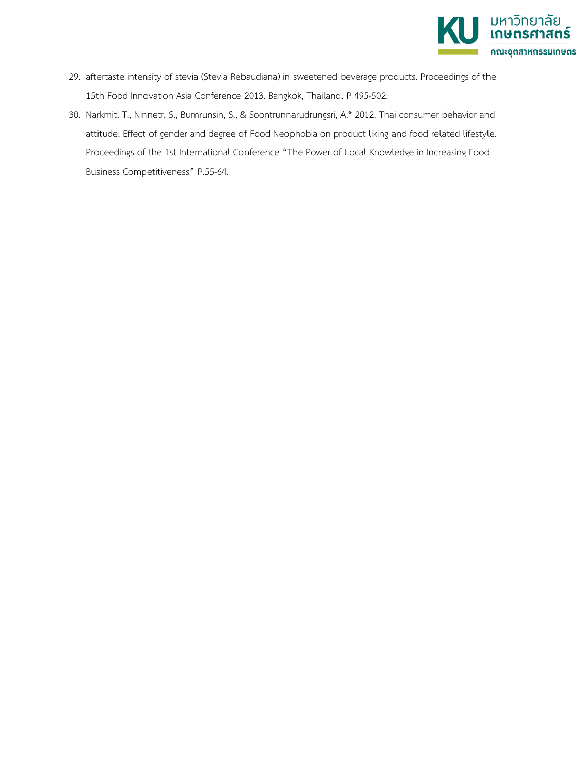29. aftertaste intensity of stevia (Stevia Rebaudiana) in sweetened beverage products. Proceedings of the 15th Food Innovation Asia Conference 2013. Bangkok, Thailand. P 495-502.
30. Narkmit, T., Ninnetr, S., Bumrunsin, S., & Soontrunnarudrungsri, A.* 2012. Thai consumer behavior and attitude: Effect of gender and degree of Food Neophobia on product liking and food related lifestyle. Proceedings of the 1st International Conference “The Power of Local Knowledge in Increasing Food Business Competitiveness” P.55-64.